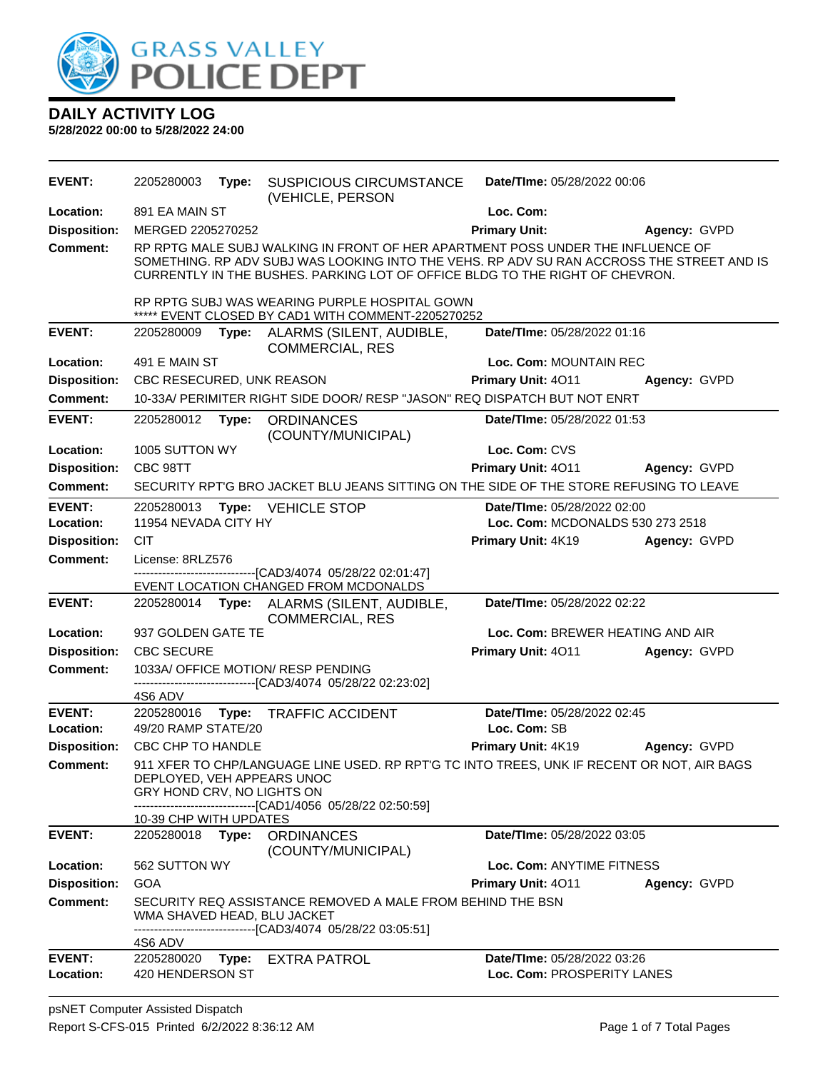GRASS VALLEY POLICE DEPT

# DAILY ACTIVITY LOG

**5/28/2022 00:00 to 5/28/2022 24:00**

| | | | |
|---|---|---|---|
| **EVENT:** | 2205280003 **Type:** SUSPICIOUS CIRCUMSTANCE (VEHICLE, PERSON | **Date/TIme:** 05/28/2022 00:06 | |
| **Location:** | 891 EA MAIN ST | **Loc. Com:** | |
| **Disposition:** | MERGED 2205270252 | **Primary Unit:** | **Agency:** GVPD |
| **Comment:** | RP RPTG MALE SUBJ WALKING IN FRONT OF HER APARTMENT POSS UNDER THE INFLUENCE OF SOMETHING. RP ADV SUBJ WAS LOOKING INTO THE VEHS. RP ADV SU RAN ACCROSS THE STREET AND IS CURRENTLY IN THE BUSHES. PARKING LOT OF OFFICE BLDG TO THE RIGHT OF CHEVRON.<br><br>RP RPTG SUBJ WAS WEARING PURPLE HOSPITAL GOWN<br>***** EVENT CLOSED BY CAD1 WITH COMMENT-2205270252 | | |
| **EVENT:** | 2205280009 **Type:** ALARMS (SILENT, AUDIBLE, COMMERCIAL, RES | **Date/TIme:** 05/28/2022 01:16 | |
| **Location:** | 491 E MAIN ST | **Loc. Com:** MOUNTAIN REC | |
| **Disposition:** | CBC RESECURED, UNK REASON | **Primary Unit:** 4O11 | **Agency:** GVPD |
| **Comment:** | 10-33A/ PERIMITER RIGHT SIDE DOOR/ RESP "JASON" REQ DISPATCH BUT NOT ENRT | | |
| **EVENT:** | 2205280012 **Type:** ORDINANCES (COUNTY/MUNICIPAL) | **Date/TIme:** 05/28/2022 01:53 | |
| **Location:** | 1005 SUTTON WY | **Loc. Com:** CVS | |
| **Disposition:** | CBC 98TT | **Primary Unit:** 4O11 | **Agency:** GVPD |
| **Comment:** | SECURITY RPT'G BRO JACKET BLU JEANS SITTING ON THE SIDE OF THE STORE REFUSING TO LEAVE | | |
| **EVENT:** | 2205280013 **Type:** VEHICLE STOP | **Date/TIme:** 05/28/2022 02:00 | |
| **Location:** | 11954 NEVADA CITY HY | **Loc. Com:** MCDONALDS 530 273 2518 | |
| **Disposition:** | CIT | **Primary Unit:** 4K19 | **Agency:** GVPD |
| **Comment:** | License: 8RLZ576<br>------------------------------[CAD3/4074 05/28/22 02:01:47]<br>EVENT LOCATION CHANGED FROM MCDONALDS | | |
| **EVENT:** | 2205280014 **Type:** ALARMS (SILENT, AUDIBLE, COMMERCIAL, RES | **Date/TIme:** 05/28/2022 02:22 | |
| **Location:** | 937 GOLDEN GATE TE | **Loc. Com:** BREWER HEATING AND AIR | |
| **Disposition:** | CBC SECURE | **Primary Unit:** 4O11 | **Agency:** GVPD |
| **Comment:** | 1033A/ OFFICE MOTION/ RESP PENDING<br>------------------------------[CAD3/4074 05/28/22 02:23:02]<br>4S6 ADV | | |
| **EVENT:** | 2205280016 **Type:** TRAFFIC ACCIDENT | **Date/TIme:** 05/28/2022 02:45 | |
| **Location:** | 49/20 RAMP STATE/20 | **Loc. Com:** SB | |
| **Disposition:** | CBC CHP TO HANDLE | **Primary Unit:** 4K19 | **Agency:** GVPD |
| **Comment:** | 911 XFER TO CHP/LANGUAGE LINE USED. RP RPT'G TC INTO TREES, UNK IF RECENT OR NOT, AIR BAGS DEPLOYED, VEH APPEARS UNOC<br>GRY HOND CRV, NO LIGHTS ON<br>------------------------------[CAD1/4056 05/28/22 02:50:59]<br>10-39 CHP WITH UPDATES | | |
| **EVENT:** | 2205280018 **Type:** ORDINANCES (COUNTY/MUNICIPAL) | **Date/TIme:** 05/28/2022 03:05 | |
| **Location:** | 562 SUTTON WY | **Loc. Com:** ANYTIME FITNESS | |
| **Disposition:** | GOA | **Primary Unit:** 4O11 | **Agency:** GVPD |
| **Comment:** | SECURITY REQ ASSISTANCE REMOVED A MALE FROM BEHIND THE BSN<br>WMA SHAVED HEAD, BLU JACKET<br>------------------------------[CAD3/4074 05/28/22 03:05:51]<br>4S6 ADV | | |
| **EVENT:** | 2205280020 **Type:** EXTRA PATROL | **Date/TIme:** 05/28/2022 03:26 | |
| **Location:** | 420 HENDERSON ST | **Loc. Com:** PROSPERITY LANES | |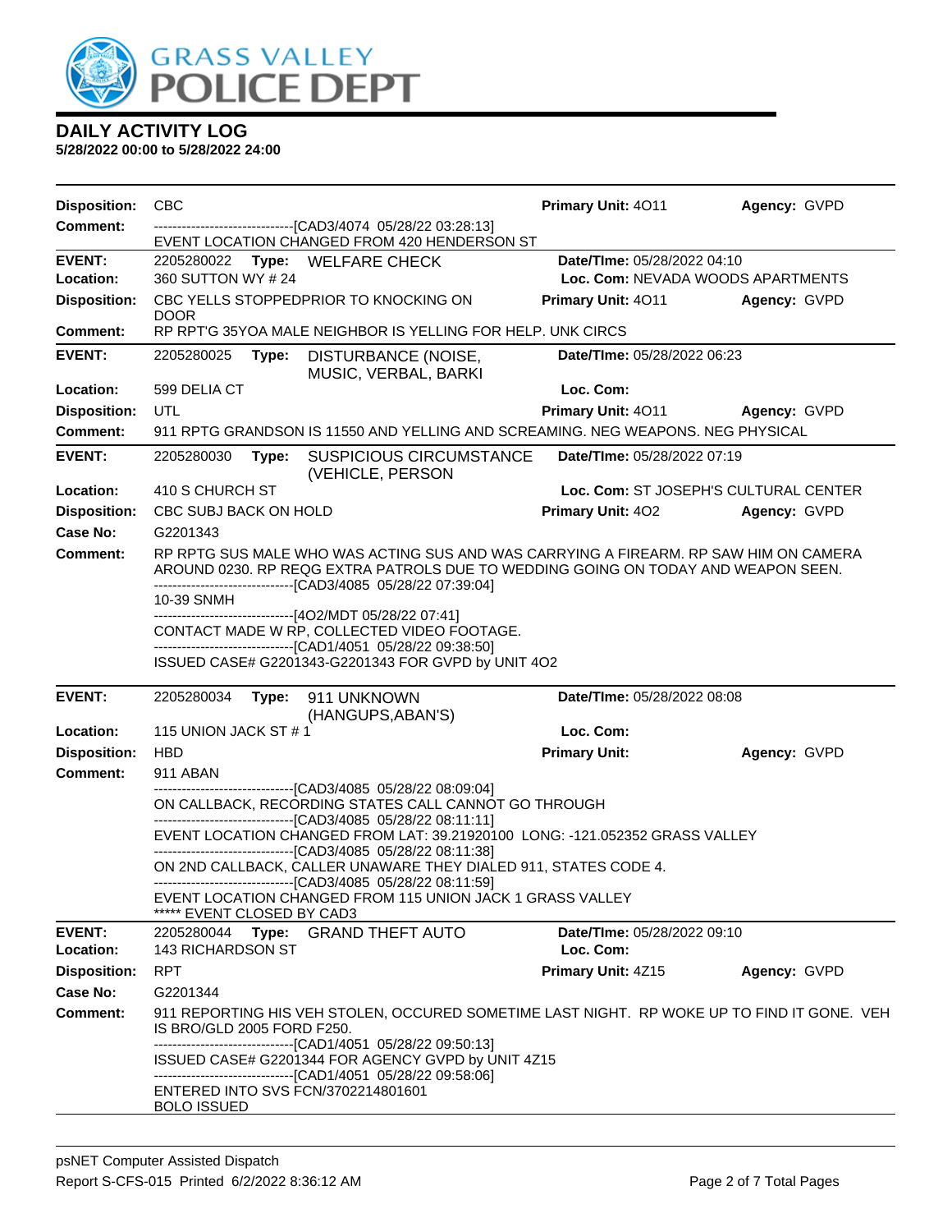# GRASS VALLEY POLICE DEPT

## DAILY ACTIVITY LOG

**5/28/2022 00:00 to 5/28/2022 24:00**

**Disposition:** CBC **Primary Unit:** 4O11 **Agency:** GVPD

**Comment:** ------------------------------[CAD3/4074 05/28/22 03:28:13]
EVENT LOCATION CHANGED FROM 420 HENDERSON ST

---

**EVENT:** 2205280022 **Type:** WELFARE CHECK **Date/TIme:** 05/28/2022 04:10

**Location:** 360 SUTTON WY # 24 **Loc. Com:** NEVADA WOODS APARTMENTS

**Disposition:** CBC YELLS STOPPEDPRIOR TO KNOCKING ON DOOR **Primary Unit:** 4O11 **Agency:** GVPD

**Comment:** RP RPT'G 35YOA MALE NEIGHBOR IS YELLING FOR HELP. UNK CIRCS

---

**EVENT:** 2205280025 **Type:** DISTURBANCE (NOISE, MUSIC, VERBAL, BARKI **Date/TIme:** 05/28/2022 06:23

**Location:** 599 DELIA CT **Loc. Com:**

**Disposition:** UTL **Primary Unit:** 4O11 **Agency:** GVPD

**Comment:** 911 RPTG GRANDSON IS 11550 AND YELLING AND SCREAMING. NEG WEAPONS. NEG PHYSICAL

---

**EVENT:** 2205280030 **Type:** SUSPICIOUS CIRCUMSTANCE (VEHICLE, PERSON **Date/TIme:** 05/28/2022 07:19

**Location:** 410 S CHURCH ST **Loc. Com:** ST JOSEPH'S CULTURAL CENTER

**Disposition:** CBC SUBJ BACK ON HOLD **Primary Unit:** 4O2 **Agency:** GVPD

**Case No:** G2201343

**Comment:** RP RPTG SUS MALE WHO WAS ACTING SUS AND WAS CARRYING A FIREARM. RP SAW HIM ON CAMERA AROUND 0230. RP REQG EXTRA PATROLS DUE TO WEDDING GOING ON TODAY AND WEAPON SEEN.
------------------------------[CAD3/4085 05/28/22 07:39:04]
10-39 SNMH
------------------------------[4O2/MDT 05/28/22 07:41]
CONTACT MADE W RP, COLLECTED VIDEO FOOTAGE.
------------------------------[CAD1/4051 05/28/22 09:38:50]
ISSUED CASE# G2201343-G2201343 FOR GVPD by UNIT 4O2

---

**EVENT:** 2205280034 **Type:** 911 UNKNOWN (HANGUPS,ABAN'S) **Date/TIme:** 05/28/2022 08:08

**Location:** 115 UNION JACK ST # 1 **Loc. Com:**

**Disposition:** HBD **Primary Unit:** **Agency:** GVPD

**Comment:** 911 ABAN
------------------------------[CAD3/4085 05/28/22 08:09:04]
ON CALLBACK, RECORDING STATES CALL CANNOT GO THROUGH
------------------------------[CAD3/4085 05/28/22 08:11:11]
EVENT LOCATION CHANGED FROM LAT: 39.21920100 LONG: -121.052352 GRASS VALLEY
------------------------------[CAD3/4085 05/28/22 08:11:38]
ON 2ND CALLBACK, CALLER UNAWARE THEY DIALED 911, STATES CODE 4.
------------------------------[CAD3/4085 05/28/22 08:11:59]
EVENT LOCATION CHANGED FROM 115 UNION JACK 1 GRASS VALLEY
***** EVENT CLOSED BY CAD3

---

**EVENT:** 2205280044 **Type:** GRAND THEFT AUTO **Date/TIme:** 05/28/2022 09:10

**Location:** 143 RICHARDSON ST **Loc. Com:**

**Disposition:** RPT **Primary Unit:** 4Z15 **Agency:** GVPD

**Case No:** G2201344

**Comment:** 911 REPORTING HIS VEH STOLEN, OCCURED SOMETIME LAST NIGHT. RP WOKE UP TO FIND IT GONE. VEH IS BRO/GLD 2005 FORD F250.
------------------------------[CAD1/4051 05/28/22 09:50:13]
ISSUED CASE# G2201344 FOR AGENCY GVPD by UNIT 4Z15
------------------------------[CAD1/4051 05/28/22 09:58:06]
ENTERED INTO SVS FCN/3702214801601
BOLO ISSUED

---

psNET Computer Assisted Dispatch
Report S-CFS-015 Printed 6/2/2022 8:36:12 AM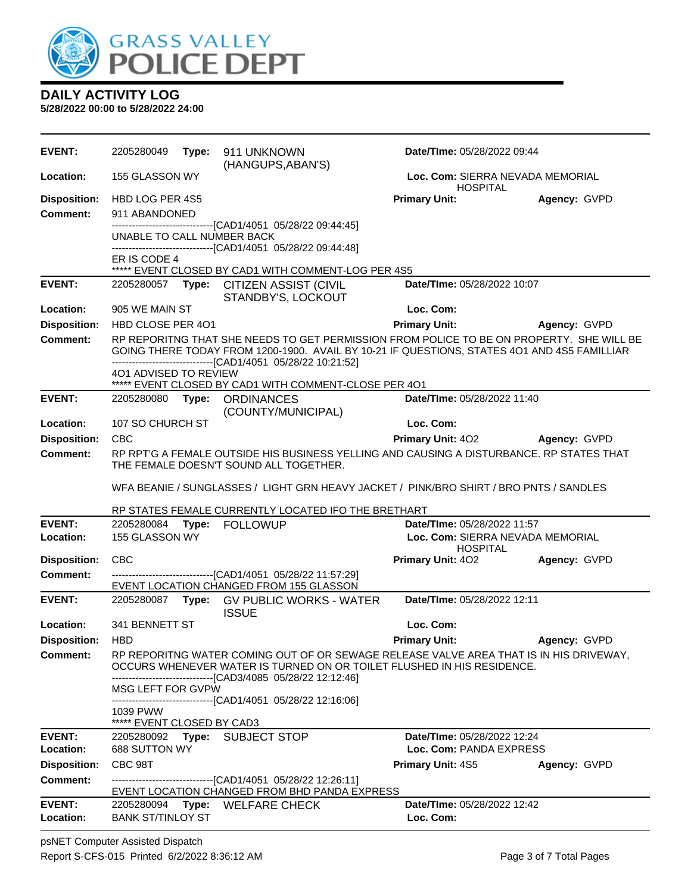# GRASS VALLEY POLICE DEPT

## DAILY ACTIVITY LOG

**5/28/2022 00:00 to 5/28/2022 24:00**

---

**EVENT:** 2205280049 **Type:** 911 UNKNOWN (HANGUPS,ABAN'S) **Date/TIme:** 05/28/2022 09:44
**Location:** 155 GLASSON WY **Loc. Com:** SIERRA NEVADA MEMORIAL HOSPITAL
**Disposition:** HBD LOG PER 4S5 **Primary Unit:** **Agency:** GVPD
**Comment:** 911 ABANDONED

------------------------------[CAD1/4051 05/28/22 09:44:45]
UNABLE TO CALL NUMBER BACK
------------------------------[CAD1/4051 05/28/22 09:44:48]
ER IS CODE 4
***** EVENT CLOSED BY CAD1 WITH COMMENT-LOG PER 4S5

---

**EVENT:** 2205280057 **Type:** CITIZEN ASSIST (CIVIL STANDBY'S, LOCKOUT **Date/TIme:** 05/28/2022 10:07
**Location:** 905 WE MAIN ST **Loc. Com:**
**Disposition:** HBD CLOSE PER 4O1 **Primary Unit:** **Agency:** GVPD
**Comment:** RP REPORITNG THAT SHE NEEDS TO GET PERMISSION FROM POLICE TO BE ON PROPERTY. SHE WILL BE GOING THERE TODAY FROM 1200-1900. AVAIL BY 10-21 IF QUESTIONS, STATES 4O1 AND 4S5 FAMILLIAR

------------------------------[CAD1/4051 05/28/22 10:21:52]
4O1 ADVISED TO REVIEW
***** EVENT CLOSED BY CAD1 WITH COMMENT-CLOSE PER 4O1

---

**EVENT:** 2205280080 **Type:** ORDINANCES (COUNTY/MUNICIPAL) **Date/TIme:** 05/28/2022 11:40
**Location:** 107 SO CHURCH ST **Loc. Com:**
**Disposition:** CBC **Primary Unit:** 4O2 **Agency:** GVPD
**Comment:** RP RPT'G A FEMALE OUTSIDE HIS BUSINESS YELLING AND CAUSING A DISTURBANCE. RP STATES THAT THE FEMALE DOESN'T SOUND ALL TOGETHER.

WFA BEANIE / SUNGLASSES / LIGHT GRN HEAVY JACKET / PINK/BRO SHIRT / BRO PNTS / SANDLES

RP STATES FEMALE CURRENTLY LOCATED IFO THE BRETHART

---

**EVENT:** 2205280084 **Type:** FOLLOWUP **Date/TIme:** 05/28/2022 11:57
**Location:** 155 GLASSON WY **Loc. Com:** SIERRA NEVADA MEMORIAL HOSPITAL
**Disposition:** CBC **Primary Unit:** 4O2 **Agency:** GVPD
**Comment:** ------------------------------[CAD1/4051 05/28/22 11:57:29]
EVENT LOCATION CHANGED FROM 155 GLASSON

---

**EVENT:** 2205280087 **Type:** GV PUBLIC WORKS - WATER ISSUE **Date/TIme:** 05/28/2022 12:11
**Location:** 341 BENNETT ST **Loc. Com:**
**Disposition:** HBD **Primary Unit:** **Agency:** GVPD
**Comment:** RP REPORITNG WATER COMING OUT OF OR SEWAGE RELEASE VALVE AREA THAT IS IN HIS DRIVEWAY, OCCURS WHENEVER WATER IS TURNED ON OR TOILET FLUSHED IN HIS RESIDENCE.

------------------------------[CAD3/4085 05/28/22 12:12:46]
MSG LEFT FOR GVPW
------------------------------[CAD1/4051 05/28/22 12:16:06]
1039 PWW
***** EVENT CLOSED BY CAD3

---

**EVENT:** 2205280092 **Type:** SUBJECT STOP **Date/TIme:** 05/28/2022 12:24
**Location:** 688 SUTTON WY **Loc. Com:** PANDA EXPRESS
**Disposition:** CBC 98T **Primary Unit:** 4S5 **Agency:** GVPD
**Comment:** ------------------------------[CAD1/4051 05/28/22 12:26:11]
EVENT LOCATION CHANGED FROM BHD PANDA EXPRESS

---

**EVENT:** 2205280094 **Type:** WELFARE CHECK **Date/TIme:** 05/28/2022 12:42
**Location:** BANK ST/TINLOY ST **Loc. Com:**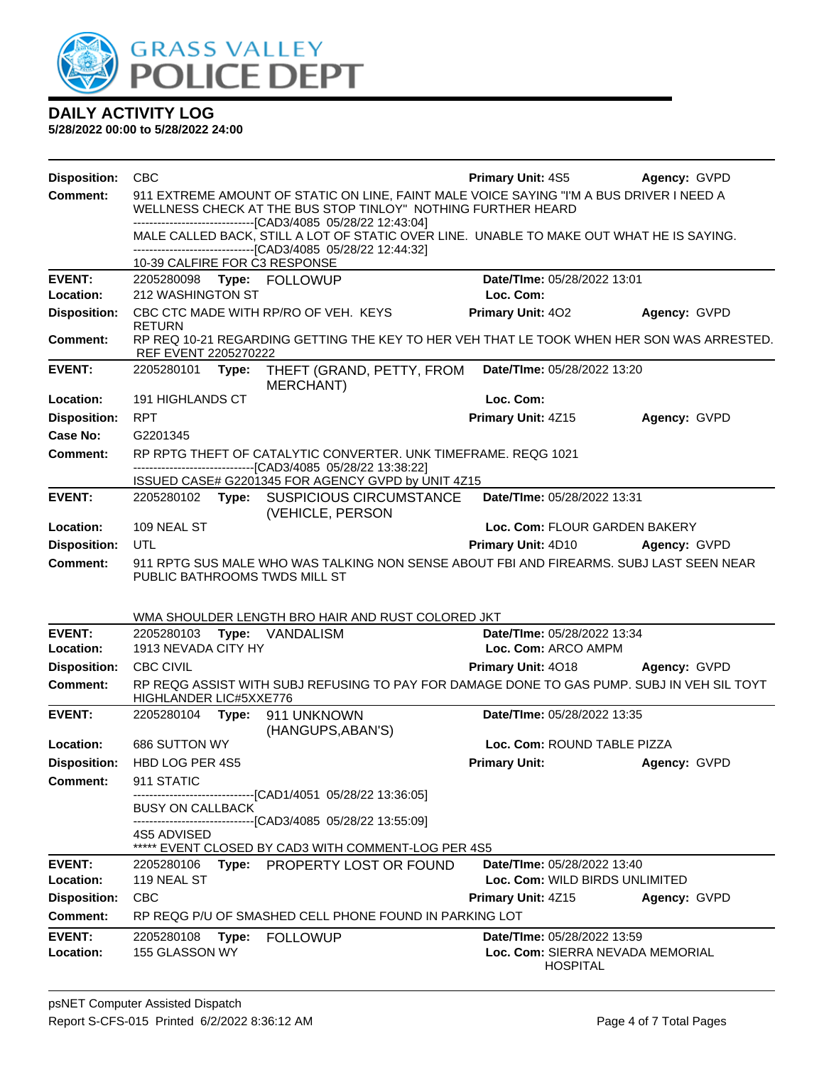# DAILY ACTIVITY LOG

**5/28/2022 00:00 to 5/28/2022 24:00**

**Disposition:** CBC **Primary Unit:** 4S5 **Agency:** GVPD

**Comment:** 911 EXTREME AMOUNT OF STATIC ON LINE, FAINT MALE VOICE SAYING "I'M A BUS DRIVER I NEED A WELLNESS CHECK AT THE BUS STOP TINLOY" NOTHING FURTHER HEARD
------------------------------[CAD3/4085 05/28/22 12:43:04]
MALE CALLED BACK, STILL A LOT OF STATIC OVER LINE. UNABLE TO MAKE OUT WHAT HE IS SAYING.
------------------------------[CAD3/4085 05/28/22 12:44:32]
10-39 CALFIRE FOR C3 RESPONSE

---

**EVENT:** 2205280098 **Type:** FOLLOWUP **Date/TIme:** 05/28/2022 13:01
**Location:** 212 WASHINGTON ST **Loc. Com:**
**Disposition:** CBC CTC MADE WITH RP/RO OF VEH. KEYS RETURN **Primary Unit:** 4O2 **Agency:** GVPD
**Comment:** RP REQ 10-21 REGARDING GETTING THE KEY TO HER VEH THAT LE TOOK WHEN HER SON WAS ARRESTED. REF EVENT 2205270222

---

**EVENT:** 2205280101 **Type:** THEFT (GRAND, PETTY, FROM MERCHANT) **Date/TIme:** 05/28/2022 13:20
**Location:** 191 HIGHLANDS CT **Loc. Com:**
**Disposition:** RPT **Primary Unit:** 4Z15 **Agency:** GVPD
**Case No:** G2201345
**Comment:** RP RPTG THEFT OF CATALYTIC CONVERTER. UNK TIMEFRAME. REQG 1021
------------------------------[CAD3/4085 05/28/22 13:38:22]
ISSUED CASE# G2201345 FOR AGENCY GVPD by UNIT 4Z15

---

**EVENT:** 2205280102 **Type:** SUSPICIOUS CIRCUMSTANCE (VEHICLE, PERSON **Date/TIme:** 05/28/2022 13:31
**Location:** 109 NEAL ST **Loc. Com:** FLOUR GARDEN BAKERY
**Disposition:** UTL **Primary Unit:** 4D10 **Agency:** GVPD
**Comment:** 911 RPTG SUS MALE WHO WAS TALKING NON SENSE ABOUT FBI AND FIREARMS. SUBJ LAST SEEN NEAR PUBLIC BATHROOMS TWDS MILL ST

WMA SHOULDER LENGTH BRO HAIR AND RUST COLORED JKT

---

**EVENT:** 2205280103 **Type:** VANDALISM **Date/TIme:** 05/28/2022 13:34
**Location:** 1913 NEVADA CITY HY **Loc. Com:** ARCO AMPM
**Disposition:** CBC CIVIL **Primary Unit:** 4O18 **Agency:** GVPD
**Comment:** RP REQG ASSIST WITH SUBJ REFUSING TO PAY FOR DAMAGE DONE TO GAS PUMP. SUBJ IN VEH SIL TOYT HIGHLANDER LIC#5XXE776

---

**EVENT:** 2205280104 **Type:** 911 UNKNOWN (HANGUPS,ABAN'S) **Date/TIme:** 05/28/2022 13:35
**Location:** 686 SUTTON WY **Loc. Com:** ROUND TABLE PIZZA
**Disposition:** HBD LOG PER 4S5 **Primary Unit:** **Agency:** GVPD
**Comment:** 911 STATIC
------------------------------[CAD1/4051 05/28/22 13:36:05]
BUSY ON CALLBACK
------------------------------[CAD3/4085 05/28/22 13:55:09]
4S5 ADVISED
***** EVENT CLOSED BY CAD3 WITH COMMENT-LOG PER 4S5

---

**EVENT:** 2205280106 **Type:** PROPERTY LOST OR FOUND **Date/TIme:** 05/28/2022 13:40
**Location:** 119 NEAL ST **Loc. Com:** WILD BIRDS UNLIMITED
**Disposition:** CBC **Primary Unit:** 4Z15 **Agency:** GVPD
**Comment:** RP REQG P/U OF SMASHED CELL PHONE FOUND IN PARKING LOT

---

**EVENT:** 2205280108 **Type:** FOLLOWUP **Date/TIme:** 05/28/2022 13:59
**Location:** 155 GLASSON WY **Loc. Com:** SIERRA NEVADA MEMORIAL HOSPITAL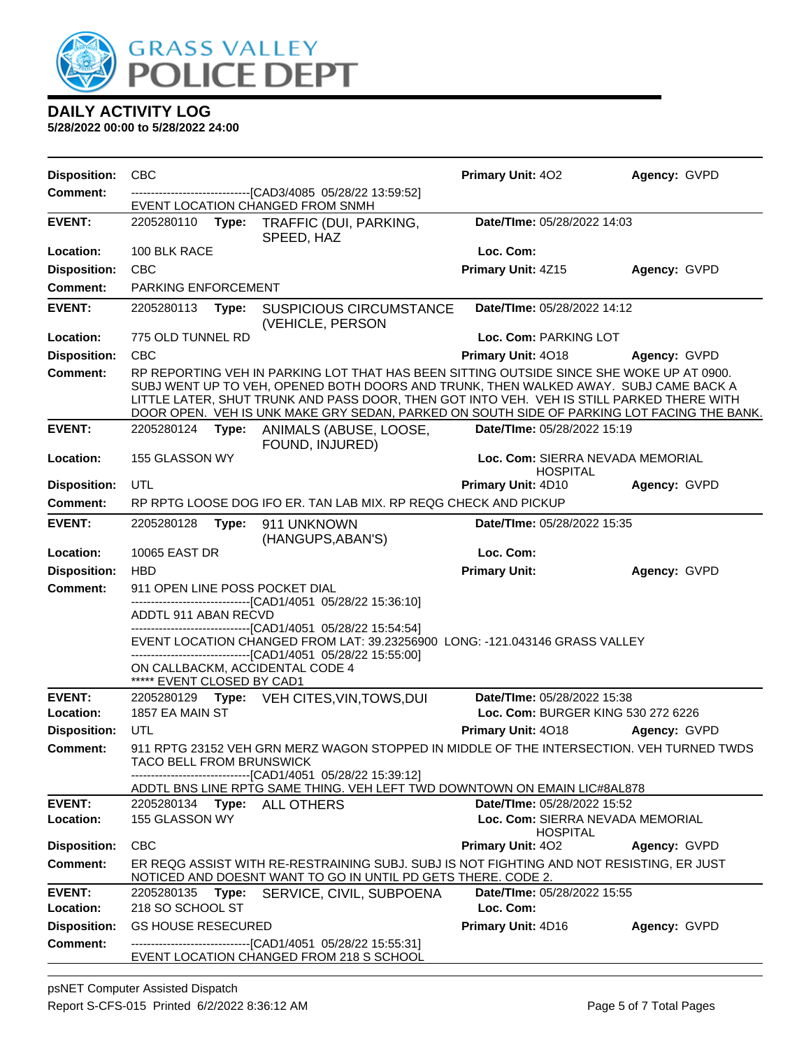# DAILY ACTIVITY LOG

**5/28/2022 00:00 to 5/28/2022 24:00**

**Disposition:** CBC **Primary Unit:** 4O2 **Agency:** GVPD
**Comment:** ------------------------------[CAD3/4085 05/28/22 13:59:52]
EVENT LOCATION CHANGED FROM SNMH

---

**EVENT:** 2205280110 **Type:** TRAFFIC (DUI, PARKING, SPEED, HAZ **Date/TIme:** 05/28/2022 14:03
**Location:** 100 BLK RACE **Loc. Com:**
**Disposition:** CBC **Primary Unit:** 4Z15 **Agency:** GVPD
**Comment:** PARKING ENFORCEMENT

---

**EVENT:** 2205280113 **Type:** SUSPICIOUS CIRCUMSTANCE (VEHICLE, PERSON **Date/TIme:** 05/28/2022 14:12
**Location:** 775 OLD TUNNEL RD **Loc. Com:** PARKING LOT
**Disposition:** CBC **Primary Unit:** 4O18 **Agency:** GVPD
**Comment:** RP REPORTING VEH IN PARKING LOT THAT HAS BEEN SITTING OUTSIDE SINCE SHE WOKE UP AT 0900. SUBJ WENT UP TO VEH, OPENED BOTH DOORS AND TRUNK, THEN WALKED AWAY. SUBJ CAME BACK A LITTLE LATER, SHUT TRUNK AND PASS DOOR, THEN GOT INTO VEH. VEH IS STILL PARKED THERE WITH DOOR OPEN. VEH IS UNK MAKE GRY SEDAN, PARKED ON SOUTH SIDE OF PARKING LOT FACING THE BANK.

---

**EVENT:** 2205280124 **Type:** ANIMALS (ABUSE, LOOSE, FOUND, INJURED) **Date/TIme:** 05/28/2022 15:19
**Location:** 155 GLASSON WY **Loc. Com:** SIERRA NEVADA MEMORIAL HOSPITAL
**Disposition:** UTL **Primary Unit:** 4D10 **Agency:** GVPD
**Comment:** RP RPTG LOOSE DOG IFO ER. TAN LAB MIX. RP REQG CHECK AND PICKUP

---

**EVENT:** 2205280128 **Type:** 911 UNKNOWN (HANGUPS,ABAN'S) **Date/TIme:** 05/28/2022 15:35
**Location:** 10065 EAST DR **Loc. Com:**
**Disposition:** HBD **Primary Unit:** **Agency:** GVPD
**Comment:** 911 OPEN LINE POSS POCKET DIAL
------------------------------[CAD1/4051 05/28/22 15:36:10]
ADDTL 911 ABAN RECVD
------------------------------[CAD1/4051 05/28/22 15:54:54]
EVENT LOCATION CHANGED FROM LAT: 39.23256900 LONG: -121.043146 GRASS VALLEY
------------------------------[CAD1/4051 05/28/22 15:55:00]
ON CALLBACKM, ACCIDENTAL CODE 4
***** EVENT CLOSED BY CAD1

---

**EVENT:** 2205280129 **Type:** VEH CITES,VIN,TOWS,DUI **Date/TIme:** 05/28/2022 15:38
**Location:** 1857 EA MAIN ST **Loc. Com:** BURGER KING 530 272 6226
**Disposition:** UTL **Primary Unit:** 4O18 **Agency:** GVPD
**Comment:** 911 RPTG 23152 VEH GRN MERZ WAGON STOPPED IN MIDDLE OF THE INTERSECTION. VEH TURNED TWDS TACO BELL FROM BRUNSWICK
------------------------------[CAD1/4051 05/28/22 15:39:12]
ADDTL BNS LINE RPTG SAME THING. VEH LEFT TWD DOWNTOWN ON EMAIN LIC#8AL878

---

**EVENT:** 2205280134 **Type:** ALL OTHERS **Date/TIme:** 05/28/2022 15:52
**Location:** 155 GLASSON WY **Loc. Com:** SIERRA NEVADA MEMORIAL HOSPITAL
**Disposition:** CBC **Primary Unit:** 4O2 **Agency:** GVPD
**Comment:** ER REQG ASSIST WITH RE-RESTRAINING SUBJ. SUBJ IS NOT FIGHTING AND NOT RESISTING, ER JUST NOTICED AND DOESNT WANT TO GO IN UNTIL PD GETS THERE. CODE 2.

---

**EVENT:** 2205280135 **Type:** SERVICE, CIVIL, SUBPOENA **Date/TIme:** 05/28/2022 15:55
**Location:** 218 SO SCHOOL ST **Loc. Com:**
**Disposition:** GS HOUSE RESECURED **Primary Unit:** 4D16 **Agency:** GVPD
**Comment:** ------------------------------[CAD1/4051 05/28/22 15:55:31]
EVENT LOCATION CHANGED FROM 218 S SCHOOL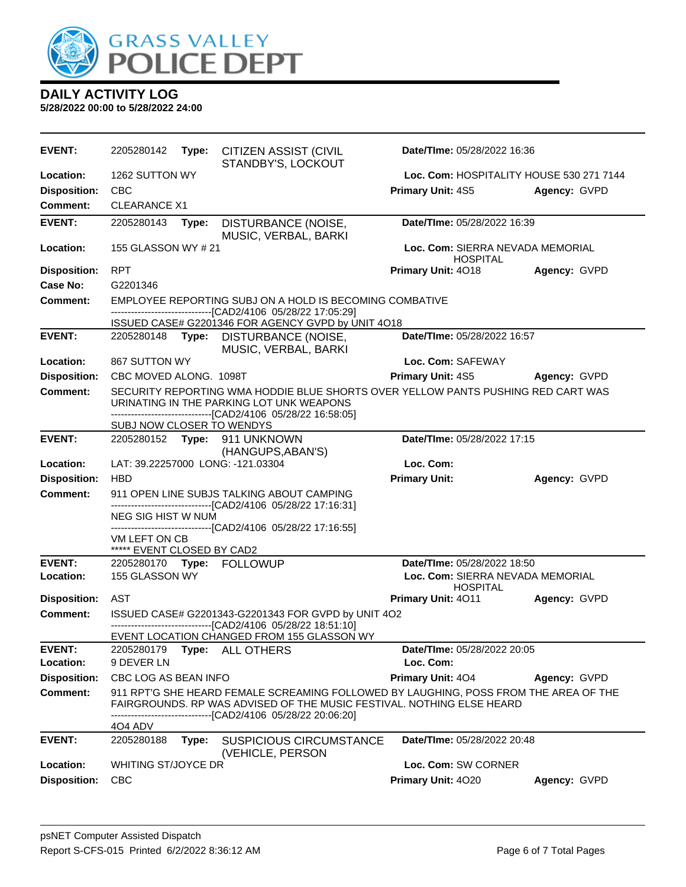# DAILY ACTIVITY LOG

**5/28/2022 00:00 to 5/28/2022 24:00**

---

**EVENT:** 2205280142 **Type:** CITIZEN ASSIST (CIVIL STANDBY'S, LOCKOUT **Date/TIme:** 05/28/2022 16:36
**Location:** 1262 SUTTON WY **Loc. Com:** HOSPITALITY HOUSE 530 271 7144
**Disposition:** CBC **Primary Unit:** 4S5 **Agency:** GVPD
**Comment:** CLEARANCE X1

---

**EVENT:** 2205280143 **Type:** DISTURBANCE (NOISE, MUSIC, VERBAL, BARKI **Date/TIme:** 05/28/2022 16:39
**Location:** 155 GLASSON WY # 21 **Loc. Com:** SIERRA NEVADA MEMORIAL HOSPITAL
**Disposition:** RPT **Primary Unit:** 4O18 **Agency:** GVPD
**Case No:** G2201346
**Comment:** EMPLOYEE REPORTING SUBJ ON A HOLD IS BECOMING COMBATIVE
------------------------------[CAD2/4106 05/28/22 17:05:29]
ISSUED CASE# G2201346 FOR AGENCY GVPD by UNIT 4O18

---

**EVENT:** 2205280148 **Type:** DISTURBANCE (NOISE, MUSIC, VERBAL, BARKI **Date/TIme:** 05/28/2022 16:57
**Location:** 867 SUTTON WY **Loc. Com:** SAFEWAY
**Disposition:** CBC MOVED ALONG. 1098T **Primary Unit:** 4S5 **Agency:** GVPD
**Comment:** SECURITY REPORTING WMA HODDIE BLUE SHORTS OVER YELLOW PANTS PUSHING RED CART WAS URINATING IN THE PARKING LOT UNK WEAPONS
------------------------------[CAD2/4106 05/28/22 16:58:05]
SUBJ NOW CLOSER TO WENDYS

---

**EVENT:** 2205280152 **Type:** 911 UNKNOWN (HANGUPS,ABAN'S) **Date/TIme:** 05/28/2022 17:15
**Location:** LAT: 39.22257000 LONG: -121.03304 **Loc. Com:**
**Disposition:** HBD **Primary Unit:** **Agency:** GVPD
**Comment:** 911 OPEN LINE SUBJS TALKING ABOUT CAMPING
------------------------------[CAD2/4106 05/28/22 17:16:31]
NEG SIG HIST W NUM
------------------------------[CAD2/4106 05/28/22 17:16:55]
VM LEFT ON CB
***** EVENT CLOSED BY CAD2

---

**EVENT:** 2205280170 **Type:** FOLLOWUP **Date/TIme:** 05/28/2022 18:50
**Location:** 155 GLASSON WY **Loc. Com:** SIERRA NEVADA MEMORIAL HOSPITAL
**Disposition:** AST **Primary Unit:** 4O11 **Agency:** GVPD
**Comment:** ISSUED CASE# G2201343-G2201343 FOR GVPD by UNIT 4O2
------------------------------[CAD2/4106 05/28/22 18:51:10]
EVENT LOCATION CHANGED FROM 155 GLASSON WY

---

**EVENT:** 2205280179 **Type:** ALL OTHERS **Date/TIme:** 05/28/2022 20:05
**Location:** 9 DEVER LN **Loc. Com:**
**Disposition:** CBC LOG AS BEAN INFO **Primary Unit:** 4O4 **Agency:** GVPD
**Comment:** 911 RPT'G SHE HEARD FEMALE SCREAMING FOLLOWED BY LAUGHING, POSS FROM THE AREA OF THE FAIRGROUNDS. RP WAS ADVISED OF THE MUSIC FESTIVAL. NOTHING ELSE HEARD
------------------------------[CAD2/4106 05/28/22 20:06:20]
4O4 ADV

---

**EVENT:** 2205280188 **Type:** SUSPICIOUS CIRCUMSTANCE (VEHICLE, PERSON **Date/TIme:** 05/28/2022 20:48
**Location:** WHITING ST/JOYCE DR **Loc. Com:** SW CORNER
**Disposition:** CBC **Primary Unit:** 4O20 **Agency:** GVPD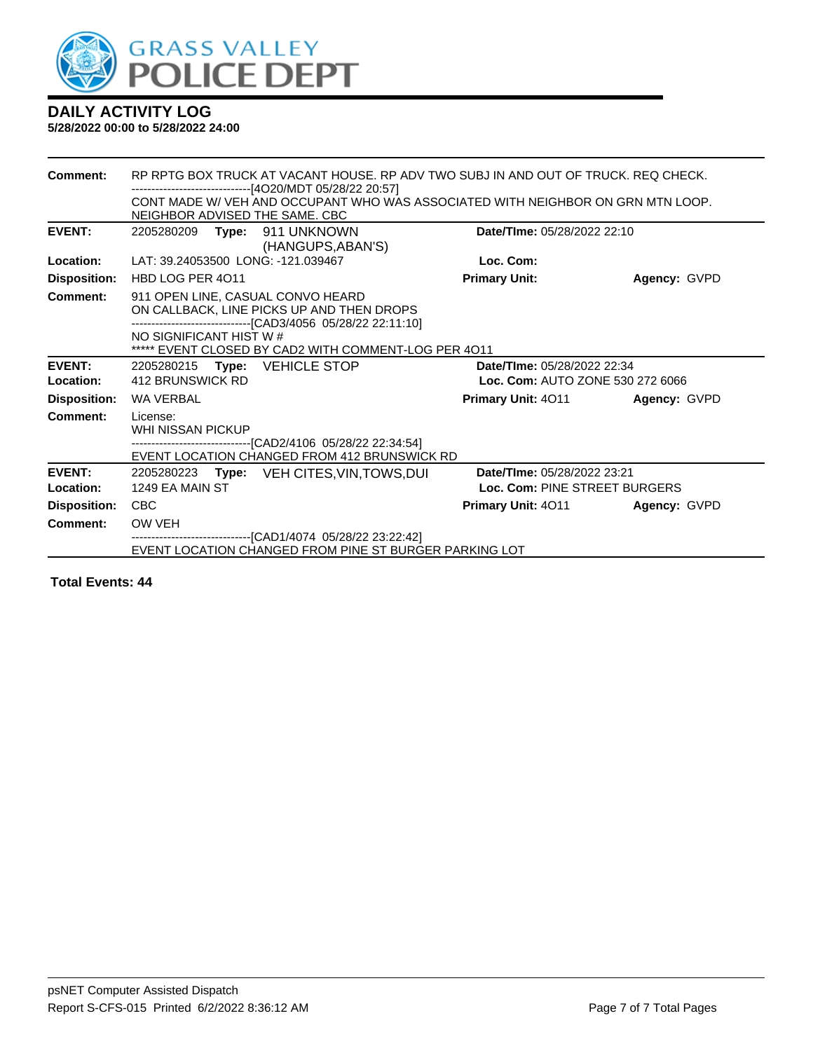# GRASS VALLEY POLICE DEPT

## DAILY ACTIVITY LOG

**5/28/2022 00:00 to 5/28/2022 24:00**

| | | | |
|---|---|---|---|
| **Comment:** | RP RPTG BOX TRUCK AT VACANT HOUSE. RP ADV TWO SUBJ IN AND OUT OF TRUCK. REQ CHECK.<br>------------------------------[4O20/MDT 05/28/22 20:57]<br>CONT MADE W/ VEH AND OCCUPANT WHO WAS ASSOCIATED WITH NEIGHBOR ON GRN MTN LOOP. NEIGHBOR ADVISED THE SAME. CBC | | |
| **EVENT:** | 2205280209 **Type:** 911 UNKNOWN (HANGUPS,ABAN'S) | **Date/TIme:** 05/28/2022 22:10 | |
| **Location:** | LAT: 39.24053500 LONG: -121.039467 | **Loc. Com:** | |
| **Disposition:** | HBD LOG PER 4O11 | **Primary Unit:** | **Agency:** GVPD |
| **Comment:** | 911 OPEN LINE, CASUAL CONVO HEARD<br>ON CALLBACK, LINE PICKS UP AND THEN DROPS<br>------------------------------[CAD3/4056 05/28/22 22:11:10]<br>NO SIGNIFICANT HIST W #<br>***** EVENT CLOSED BY CAD2 WITH COMMENT-LOG PER 4O11 | | |
| **EVENT:** | 2205280215 **Type:** VEHICLE STOP | **Date/TIme:** 05/28/2022 22:34 | |
| **Location:** | 412 BRUNSWICK RD | **Loc. Com:** AUTO ZONE 530 272 6066 | |
| **Disposition:** | WA VERBAL | **Primary Unit:** 4O11 | **Agency:** GVPD |
| **Comment:** | License:<br>WHI NISSAN PICKUP<br>------------------------------[CAD2/4106 05/28/22 22:34:54]<br>EVENT LOCATION CHANGED FROM 412 BRUNSWICK RD | | |
| **EVENT:** | 2205280223 **Type:** VEH CITES,VIN,TOWS,DUI | **Date/TIme:** 05/28/2022 23:21 | |
| **Location:** | 1249 EA MAIN ST | **Loc. Com:** PINE STREET BURGERS | |
| **Disposition:** | CBC | **Primary Unit:** 4O11 | **Agency:** GVPD |
| **Comment:** | OW VEH<br>------------------------------[CAD1/4074 05/28/22 23:22:42]<br>EVENT LOCATION CHANGED FROM PINE ST BURGER PARKING LOT | | |

**Total Events: 44**

psNET Computer Assisted Dispatch
Report S-CFS-015 Printed 6/2/2022 8:36:12 AM